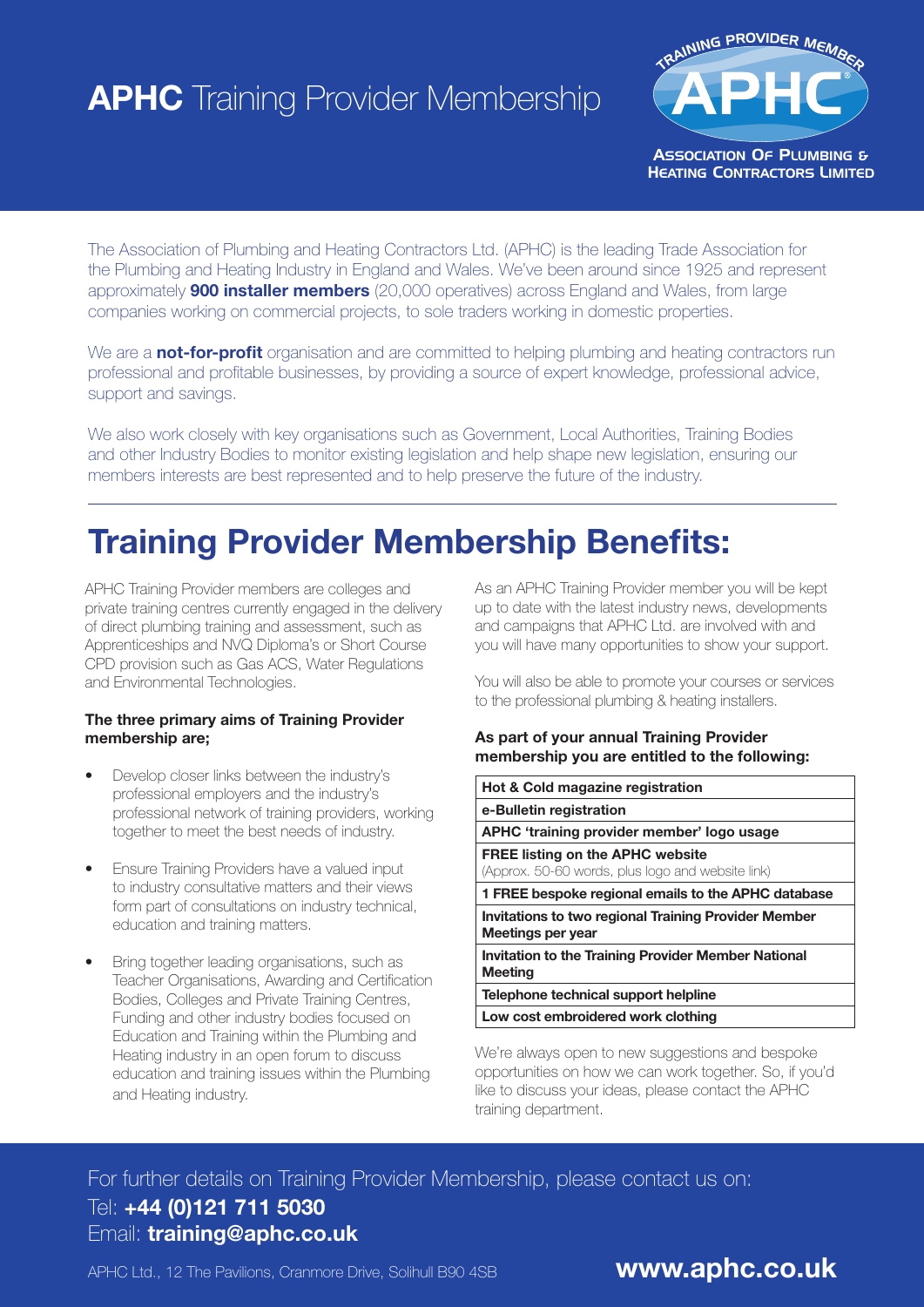# **APHC** Training Provider Membership

TRAINING PROVIDER MEMBER

APHC

Association Of Plumbing & Heating Contractors Limited

The Association of Plumbing and Heating Contractors Ltd. (APHC) is the leading Trade Association for the Plumbing and Heating Industry in England and Wales. We've been around since 1925 and represent approximately **900 installer members** (20,000 operatives) across England and Wales, from large companies working on commercial projects, to sole traders working in domestic properties.

We are a **not-for-profit** organisation and are committed to helping plumbing and heating contractors run professional and profitable businesses, by providing a source of expert knowledge, professional advice, support and savings.

We also work closely with key organisations such as Government, Local Authorities, Training Bodies and other Industry Bodies to monitor existing legislation and help shape new legislation, ensuring our members interests are best represented and to help preserve the future of the industry.

## Training Provider Membership Benefits:

APHC Training Provider members are colleges and private training centres currently engaged in the delivery of direct plumbing training and assessment, such as Apprenticeships and NVQ Diploma's or Short Course CPD provision such as Gas ACS, Water Regulations and Environmental Technologies.

**The three primary aims of Training Provider membership are;**

- Develop closer links between the industry's professional employers and the industry's professional network of training providers, working together to meet the best needs of industry.
- Ensure Training Providers have a valued input to industry consultative matters and their views form part of consultations on industry technical, education and training matters.
- Bring together leading organisations, such as Teacher Organisations, Awarding and Certification Bodies, Colleges and Private Training Centres, Funding and other industry bodies focused on Education and Training within the Plumbing and Heating industry in an open forum to discuss education and training issues within the Plumbing and Heating industry.

As an APHC Training Provider member you will be kept up to date with the latest industry news, developments and campaigns that APHC Ltd. are involved with and you will have many opportunities to show your support.

You will also be able to promote your courses or services to the professional plumbing & heating installers.

**As part of your annual Training Provider membership you are entitled to the following:**

| |
|---|
| **Hot & Cold magazine registration** |
| **e-Bulletin registration** |
| **APHC 'training provider member' logo usage** |
| **FREE listing on the APHC website** (Approx. 50-60 words, plus logo and website link) |
| **1 FREE bespoke regional emails to the APHC database** |
| **Invitations to two regional Training Provider Member Meetings per year** |
| **Invitation to the Training Provider Member National Meeting** |
| **Telephone technical support helpline** |
| **Low cost embroidered work clothing** |

We're always open to new suggestions and bespoke opportunities on how we can work together. So, if you'd like to discuss your ideas, please contact the APHC training department.

For further details on Training Provider Membership, please contact us on:
Tel: **+44 (0)121 711 5030**
Email: **training@aphc.co.uk**

APHC Ltd., 12 The Pavilions, Cranmore Drive, Solihull B90 4SB

**www.aphc.co.uk**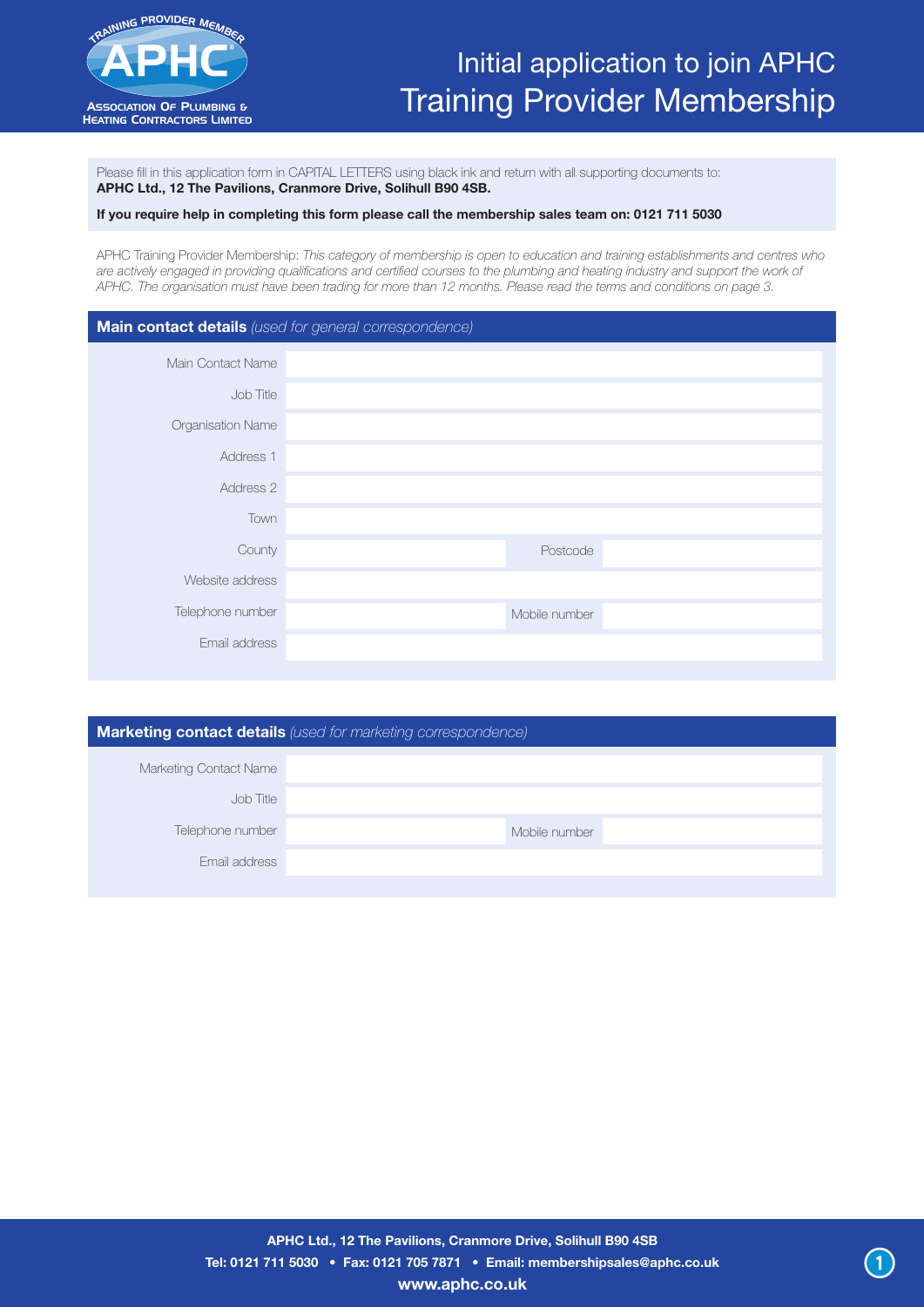# Initial application to join APHC Training Provider Membership

Please fill in this application form in CAPITAL LETTERS using black ink and return with all supporting documents to:
**APHC Ltd., 12 The Pavilions, Cranmore Drive, Solihull B90 4SB.**

**If you require help in completing this form please call the membership sales team on: 0121 711 5030**

APHC Training Provider Membership: *This category of membership is open to education and training establishments and centres who are actively engaged in providing qualifications and certified courses to the plumbing and heating industry and support the work of APHC. The organisation must have been trading for more than 12 months. Please read the terms and conditions on page 3.*

## Main contact details *(used for general correspondence)*

| | | | |
|---|---|---|---|
| Main Contact Name | | | |
| Job Title | | | |
| Organisation Name | | | |
| Address 1 | | | |
| Address 2 | | | |
| Town | | | |
| County | | Postcode | |
| Website address | | | |
| Telephone number | | Mobile number | |
| Email address | | | |

## Marketing contact details *(used for marketing correspondence)*

| | | | |
|---|---|---|---|
| Marketing Contact Name | | | |
| Job Title | | | |
| Telephone number | | Mobile number | |
| Email address | | | |

**APHC Ltd., 12 The Pavilions, Cranmore Drive, Solihull B90 4SB**
**Tel: 0121 711 5030 • Fax: 0121 705 7871 • Email: membershipsales@aphc.co.uk**
**www.aphc.co.uk**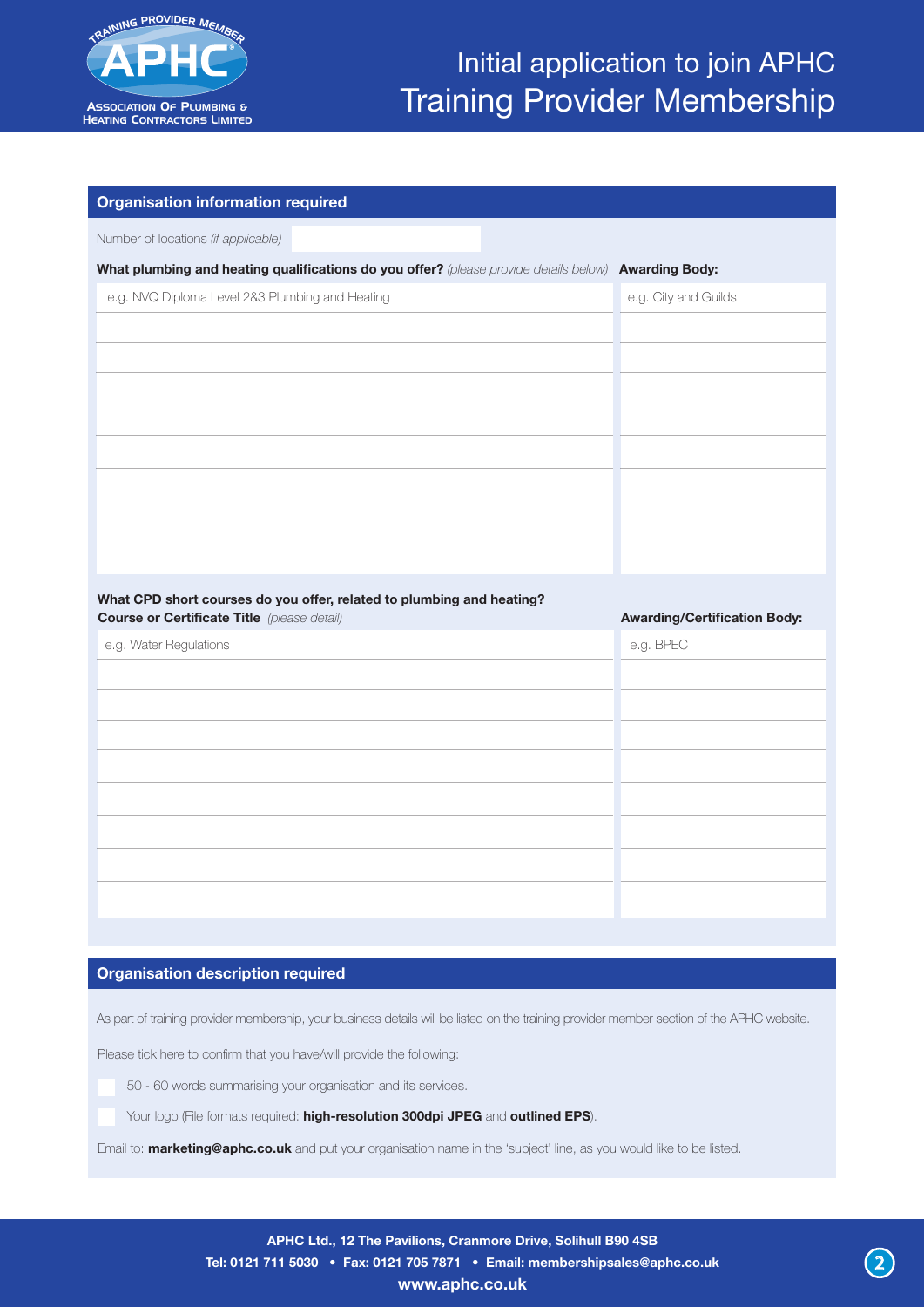# Initial application to join APHC Training Provider Membership

## Organisation information required

Number of locations *(if applicable)*

**What plumbing and heating qualifications do you offer?** *(please provide details below)*

| Qualification | Awarding Body: |
|---|---|
| e.g. NVQ Diploma Level 2&3 Plumbing and Heating | e.g. City and Guilds |
| | |
| | |
| | |
| | |
| | |
| | |
| | |
| | |

**What CPD short courses do you offer, related to plumbing and heating?**

| **Course or Certificate Title** *(please detail)* | **Awarding/Certification Body:** |
|---|---|
| e.g. Water Regulations | e.g. BPEC |
| | |
| | |
| | |
| | |
| | |
| | |
| | |
| | |

## Organisation description required

As part of training provider membership, your business details will be listed on the training provider member section of the APHC website.

Please tick here to confirm that you have/will provide the following:

- ☐ 50 - 60 words summarising your organisation and its services.
- ☐ Your logo (File formats required: **high-resolution 300dpi JPEG** and **outlined EPS**).

Email to: **marketing@aphc.co.uk** and put your organisation name in the 'subject' line, as you would like to be listed.

**APHC Ltd., 12 The Pavilions, Cranmore Drive, Solihull B90 4SB**
**Tel: 0121 711 5030 • Fax: 0121 705 7871 • Email: membershipsales@aphc.co.uk**
**www.aphc.co.uk**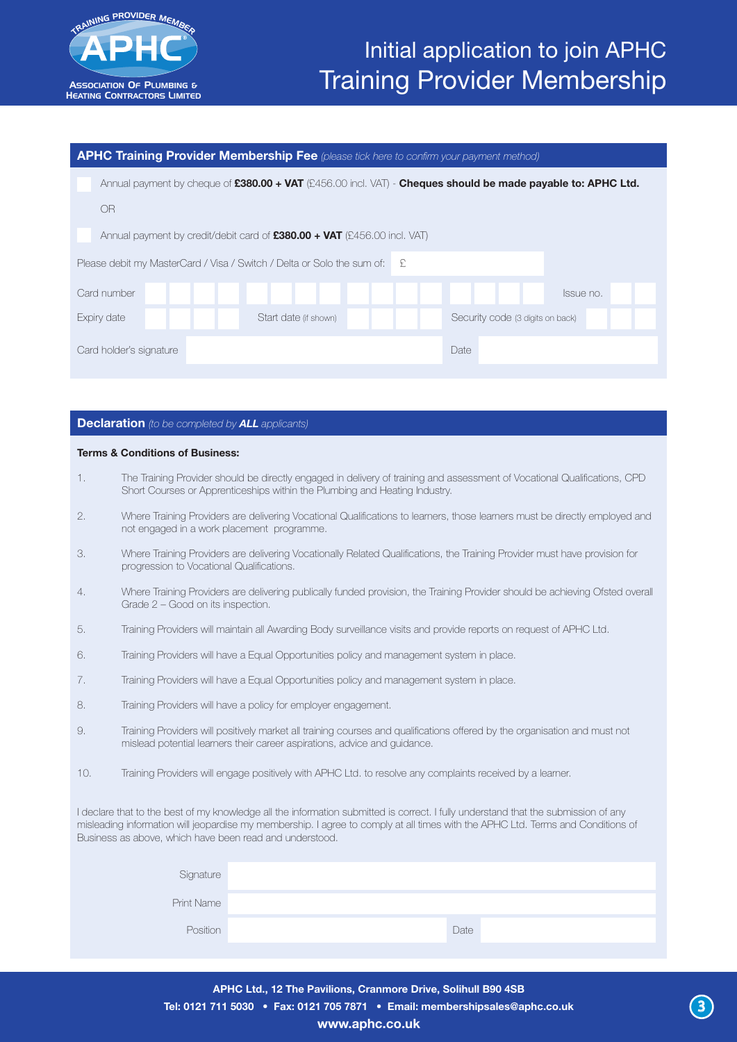TRAINING PROVIDER MEMBER

APHC

ASSOCIATION OF PLUMBING & HEATING CONTRACTORS LIMITED

# Initial application to join APHC Training Provider Membership

## APHC Training Provider Membership Fee *(please tick here to confirm your payment method)*

☐ Annual payment by cheque of **£380.00 + VAT** (£456.00 incl. VAT) - **Cheques should be made payable to: APHC Ltd.**

OR

☐ Annual payment by credit/debit card of **£380.00 + VAT** (£456.00 incl. VAT)

Please debit my MasterCard / Visa / Switch / Delta or Solo the sum of: £

Card number | Issue no.

Expiry date | Start date (if shown) | Security code (3 digits on back)

Card holder's signature | Date

## Declaration *(to be completed by **ALL** applicants)*

**Terms & Conditions of Business:**

1. The Training Provider should be directly engaged in delivery of training and assessment of Vocational Qualifications, CPD Short Courses or Apprenticeships within the Plumbing and Heating Industry.
2. Where Training Providers are delivering Vocational Qualifications to learners, those learners must be directly employed and not engaged in a work placement programme.
3. Where Training Providers are delivering Vocationally Related Qualifications, the Training Provider must have provision for progression to Vocational Qualifications.
4. Where Training Providers are delivering publically funded provision, the Training Provider should be achieving Ofsted overall Grade 2 – Good on its inspection.
5. Training Providers will maintain all Awarding Body surveillance visits and provide reports on request of APHC Ltd.
6. Training Providers will have a Equal Opportunities policy and management system in place.
7. Training Providers will have a Equal Opportunities policy and management system in place.
8. Training Providers will have a policy for employer engagement.
9. Training Providers will positively market all training courses and qualifications offered by the organisation and must not mislead potential learners their career aspirations, advice and guidance.
10. Training Providers will engage positively with APHC Ltd. to resolve any complaints received by a learner.

I declare that to the best of my knowledge all the information submitted is correct. I fully understand that the submission of any misleading information will jeopardise my membership. I agree to comply at all times with the APHC Ltd. Terms and Conditions of Business as above, which have been read and understood.

Signature

Print Name

Position | Date

**APHC Ltd., 12 The Pavilions, Cranmore Drive, Solihull B90 4SB**

**Tel: 0121 711 5030 • Fax: 0121 705 7871 • Email: membershipsales@aphc.co.uk**

**www.aphc.co.uk**